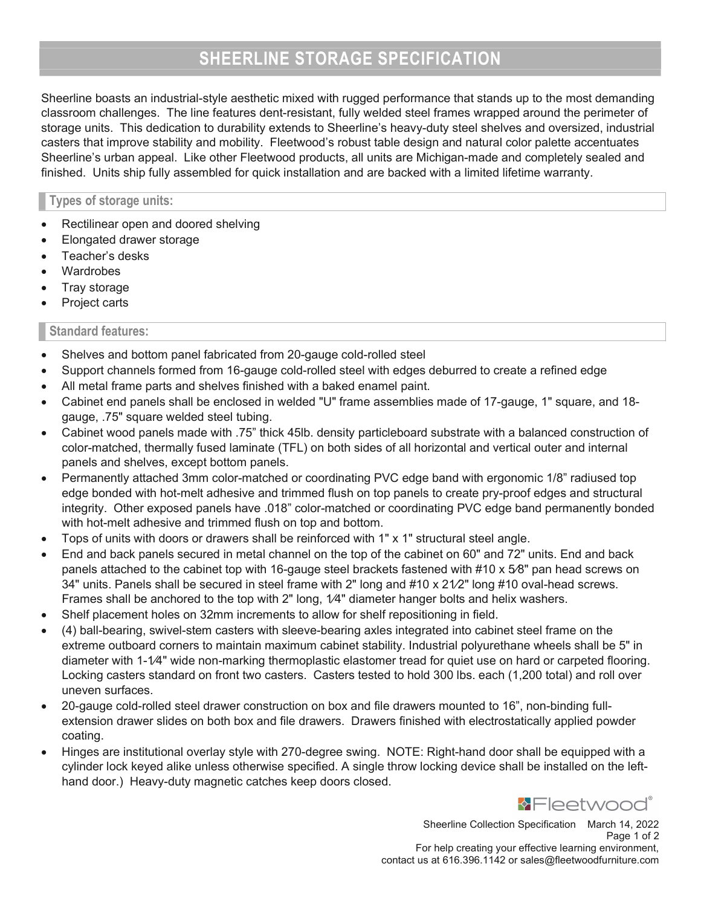# SHEERLINE STORAGE SPECIFICATION

Sheerline boasts an industrial-style aesthetic mixed with rugged performance that stands up to the most demanding classroom challenges. The line features dent-resistant, fully welded steel frames wrapped around the perimeter of storage units. This dedication to durability extends to Sheerline's heavy-duty steel shelves and oversized, industrial casters that improve stability and mobility. Fleetwood's robust table design and natural color palette accentuates Sheerline's urban appeal. Like other Fleetwood products, all units are Michigan-made and completely sealed and finished. Units ship fully assembled for quick installation and are backed with a limited lifetime warranty.

## Types of storage units:

- Rectilinear open and doored shelving
- Elongated drawer storage
- Teacher's desks
- Wardrobes
- Tray storage
- Project carts

## Standard features:

- Shelves and bottom panel fabricated from 20-gauge cold-rolled steel
- Support channels formed from 16-gauge cold-rolled steel with edges deburred to create a refined edge
- All metal frame parts and shelves finished with a baked enamel paint.
- Cabinet end panels shall be enclosed in welded "U" frame assemblies made of 17-gauge, 1" square, and 18-gauge, .75" square welded steel tubing.
- Cabinet wood panels made with .75" thick 45lb. density particleboard substrate with a balanced construction of color-matched, thermally fused laminate (TFL) on both sides of all horizontal and vertical outer and internal panels and shelves, except bottom panels.
- Permanently attached 3mm color-matched or coordinating PVC edge band with ergonomic 1/8" radiused top edge bonded with hot-melt adhesive and trimmed flush on top panels to create pry-proof edges and structural integrity. Other exposed panels have .018" color-matched or coordinating PVC edge band permanently bonded with hot-melt adhesive and trimmed flush on top and bottom.
- Tops of units with doors or drawers shall be reinforced with 1" x 1" structural steel angle.
- End and back panels secured in metal channel on the top of the cabinet on 60" and 72" units. End and back panels attached to the cabinet top with 16-gauge steel brackets fastened with #10 x 5⁄8" pan head screws on 34" units. Panels shall be secured in steel frame with 2" long and #10 x 21⁄2" long #10 oval-head screws. Frames shall be anchored to the top with 2" long, 1⁄4" diameter hanger bolts and helix washers.
- Shelf placement holes on 32mm increments to allow for shelf repositioning in field.
- (4) ball-bearing, swivel-stem casters with sleeve-bearing axles integrated into cabinet steel frame on the extreme outboard corners to maintain maximum cabinet stability. Industrial polyurethane wheels shall be 5" in diameter with 1-1⁄4" wide non-marking thermoplastic elastomer tread for quiet use on hard or carpeted flooring. Locking casters standard on front two casters. Casters tested to hold 300 lbs. each (1,200 total) and roll over uneven surfaces.
- 20-gauge cold-rolled steel drawer construction on box and file drawers mounted to 16", non-binding full-extension drawer slides on both box and file drawers. Drawers finished with electrostatically applied powder coating.
- Hinges are institutional overlay style with 270-degree swing. NOTE: Right-hand door shall be equipped with a cylinder lock keyed alike unless otherwise specified. A single throw locking device shall be installed on the left-hand door.) Heavy-duty magnetic catches keep doors closed.

For help creating your effective learning environment, contact us at 616.396.1142 or sales@fleetwoodfurniture.com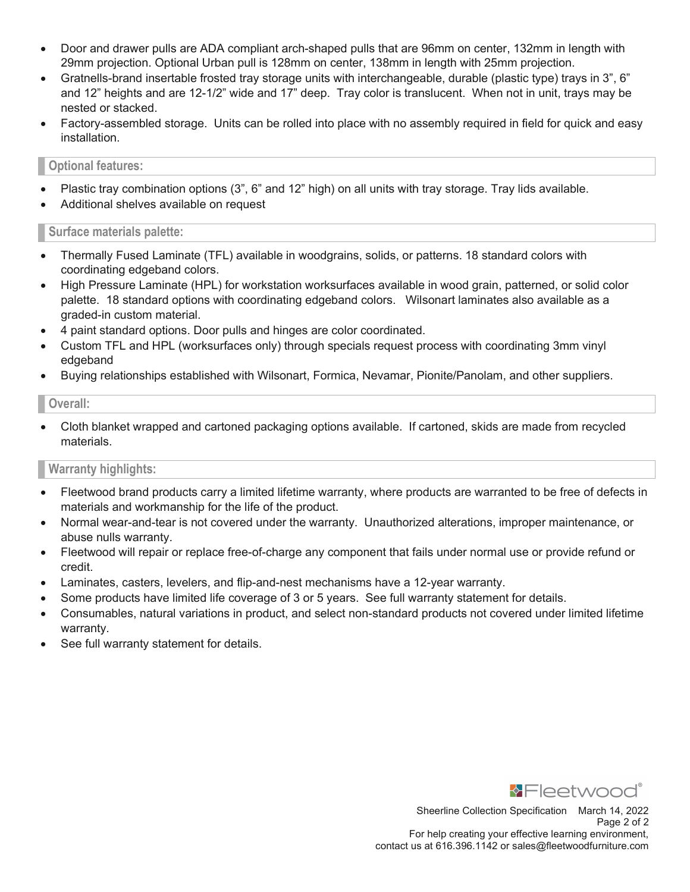- Door and drawer pulls are ADA compliant arch-shaped pulls that are 96mm on center, 132mm in length with 29mm projection. Optional Urban pull is 128mm on center, 138mm in length with 25mm projection.
- Gratnells-brand insertable frosted tray storage units with interchangeable, durable (plastic type) trays in 3", 6" and 12" heights and are 12-1/2" wide and 17" deep. Tray color is translucent. When not in unit, trays may be nested or stacked.
- Factory-assembled storage. Units can be rolled into place with no assembly required in field for quick and easy installation.

## Optional features:

- Plastic tray combination options (3", 6" and 12" high) on all units with tray storage. Tray lids available.
- Additional shelves available on request

## Surface materials palette:

- Thermally Fused Laminate (TFL) available in woodgrains, solids, or patterns. 18 standard colors with coordinating edgeband colors.
- High Pressure Laminate (HPL) for workstation worksurfaces available in wood grain, patterned, or solid color palette. 18 standard options with coordinating edgeband colors. Wilsonart laminates also available as a graded-in custom material.
- 4 paint standard options. Door pulls and hinges are color coordinated.
- Custom TFL and HPL (worksurfaces only) through specials request process with coordinating 3mm vinyl edgeband
- Buying relationships established with Wilsonart, Formica, Nevamar, Pionite/Panolam, and other suppliers.

## Overall:

- Cloth blanket wrapped and cartoned packaging options available. If cartoned, skids are made from recycled materials.

## Warranty highlights:

- Fleetwood brand products carry a limited lifetime warranty, where products are warranted to be free of defects in materials and workmanship for the life of the product.
- Normal wear-and-tear is not covered under the warranty. Unauthorized alterations, improper maintenance, or abuse nulls warranty.
- Fleetwood will repair or replace free-of-charge any component that fails under normal use or provide refund or credit.
- Laminates, casters, levelers, and flip-and-nest mechanisms have a 12-year warranty.
- Some products have limited life coverage of 3 or 5 years. See full warranty statement for details.
- Consumables, natural variations in product, and select non-standard products not covered under limited lifetime warranty.
- See full warranty statement for details.

Fleetwood®

Sheerline Collection Specification March 14, 2022

For help creating your effective learning environment, contact us at 616.396.1142 or sales@fleetwoodfurniture.com